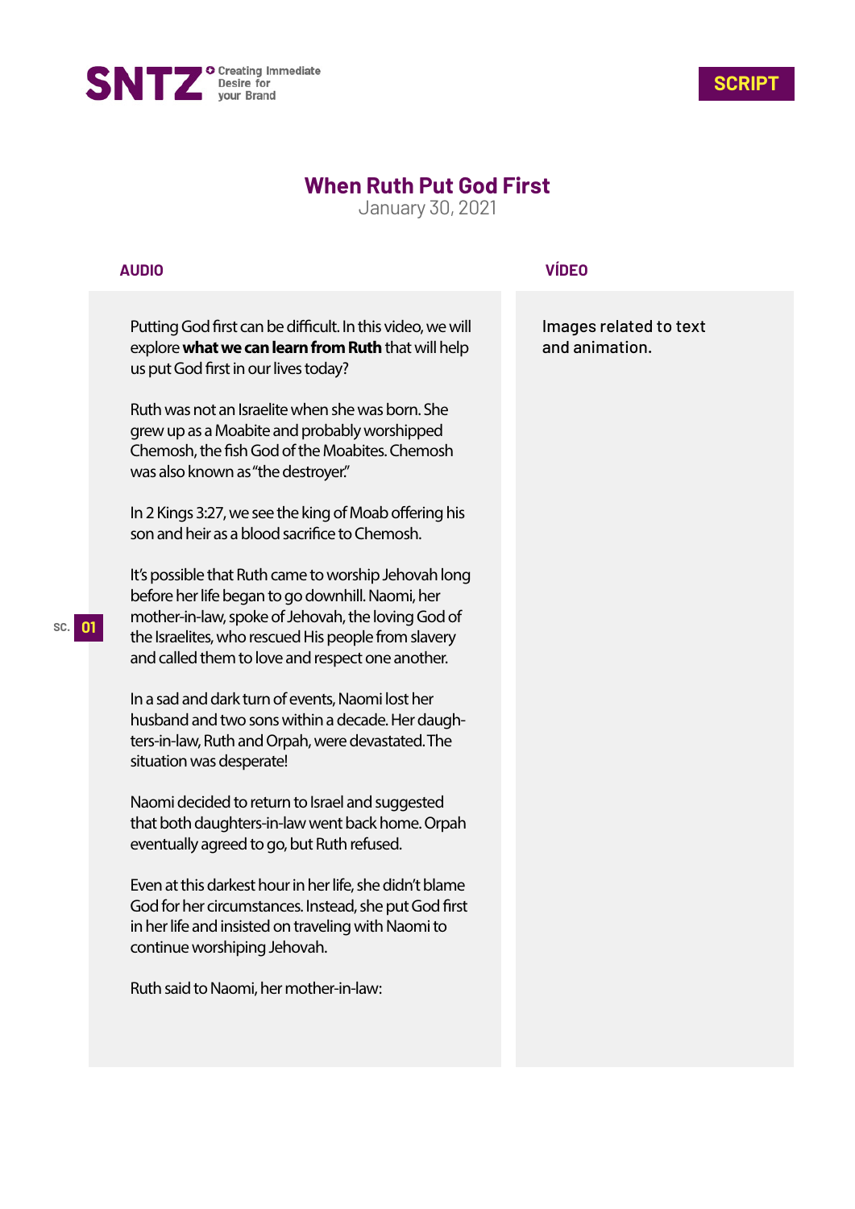SNTZ Creating Immediate Desire for your Brand

**SCRIPT**

# When Ruth Put God First

January 30, 2021

| AUDIO | VÍDEO |
|---|---|
| Putting God first can be difficult. In this video, we will explore **what we can learn from Ruth** that will help us put God first in our lives today?<br><br>Ruth was not an Israelite when she was born. She grew up as a Moabite and probably worshipped Chemosh, the fish God of the Moabites. Chemosh was also known as "the destroyer."<br><br>In 2 Kings 3:27, we see the king of Moab offering his son and heir as a blood sacrifice to Chemosh.<br><br>It's possible that Ruth came to worship Jehovah long before her life began to go downhill. Naomi, her mother-in-law, spoke of Jehovah, the loving God of the Israelites, who rescued His people from slavery and called them to love and respect one another.<br><br>In a sad and dark turn of events, Naomi lost her husband and two sons within a decade. Her daughters-in-law, Ruth and Orpah, were devastated. The situation was desperate!<br><br>Naomi decided to return to Israel and suggested that both daughters-in-law went back home. Orpah eventually agreed to go, but Ruth refused.<br><br>Even at this darkest hour in her life, she didn't blame God for her circumstances. Instead, she put God first in her life and insisted on traveling with Naomi to continue worshiping Jehovah.<br><br>Ruth said to Naomi, her mother-in-law: | Images related to text and animation. |

SC. 01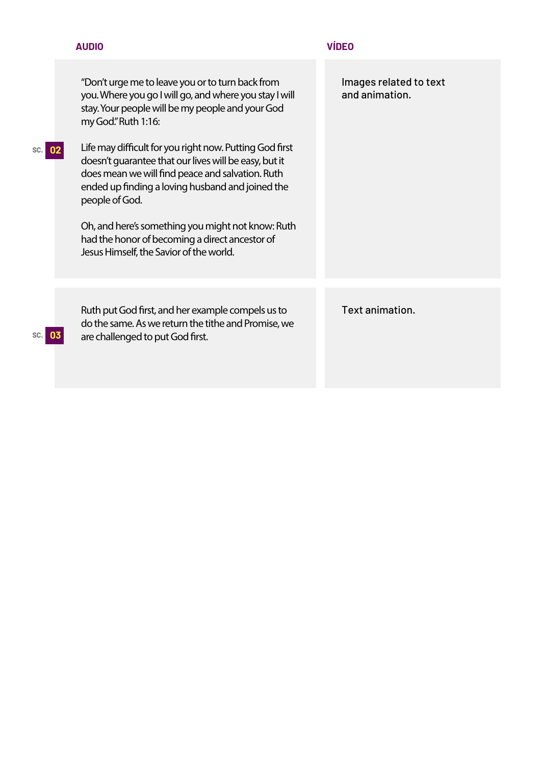| | AUDIO | VÍDEO |
|---|---|---|
| SC. 02 | "Don't urge me to leave you or to turn back from you. Where you go I will go, and where you stay I will stay. Your people will be my people and your God my God." Ruth 1:16:<br><br>Life may difficult for you right now. Putting God first doesn't guarantee that our lives will be easy, but it does mean we will find peace and salvation. Ruth ended up finding a loving husband and joined the people of God.<br><br>Oh, and here's something you might not know: Ruth had the honor of becoming a direct ancestor of Jesus Himself, the Savior of the world. | Images related to text and animation. |
| SC. 03 | Ruth put God first, and her example compels us to do the same. As we return the tithe and Promise, we are challenged to put God first. | Text animation. |